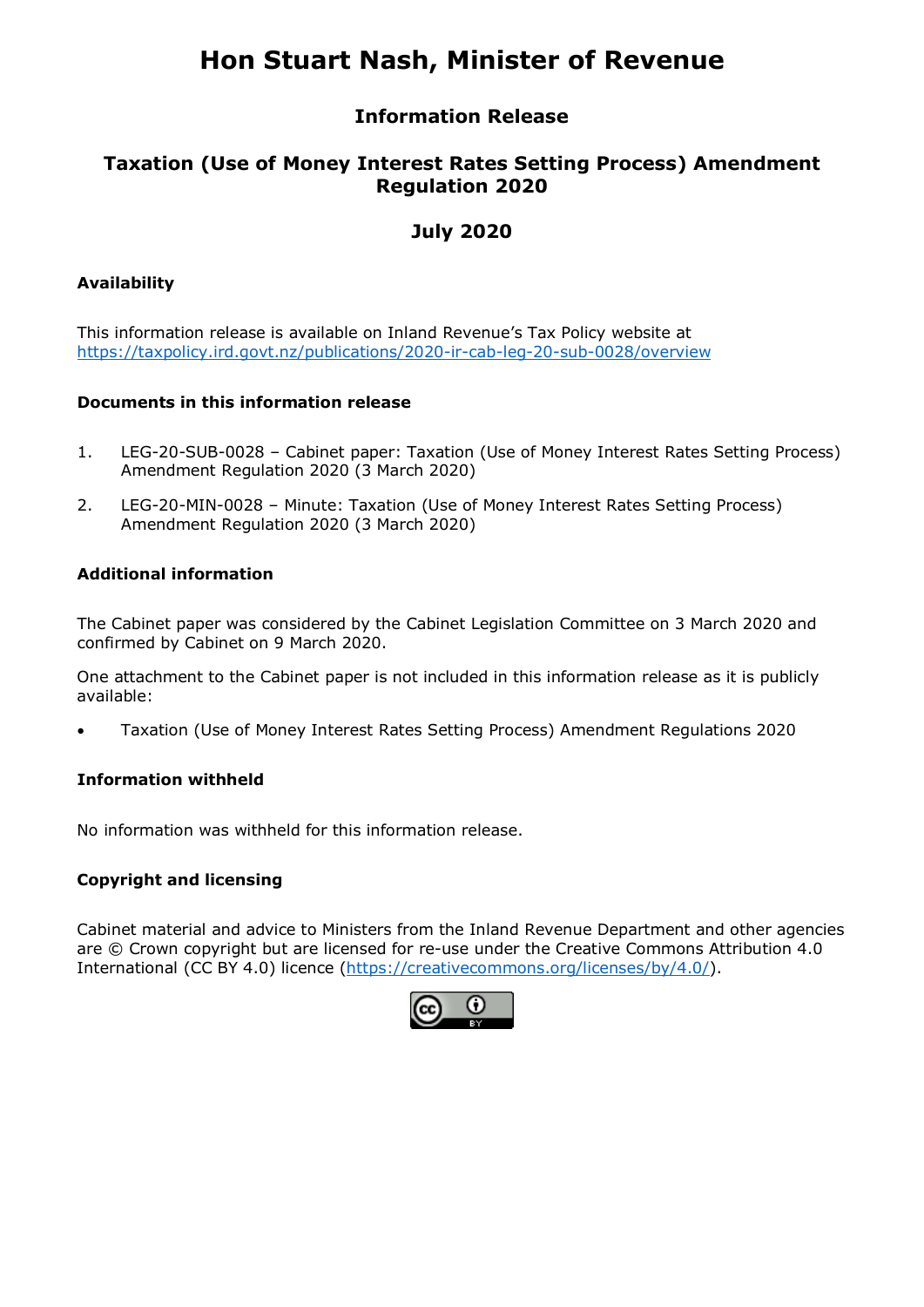# Hon Stuart Nash, Minister of Revenue

## Information Release

## Taxation (Use of Money Interest Rates Setting Process) Amendment Regulation 2020

## July 2020

### Availability

This information release is available on Inland Revenue's Tax Policy website at https://taxpolicy.ird.govt.nz/publications/2020-ir-cab-leg-20-sub-0028/overview

### Documents in this information release

1. LEG-20-SUB-0028 – Cabinet paper: Taxation (Use of Money Interest Rates Setting Process) Amendment Regulation 2020 (3 March 2020)
2. LEG-20-MIN-0028 – Minute: Taxation (Use of Money Interest Rates Setting Process) Amendment Regulation 2020 (3 March 2020)

### Additional information

The Cabinet paper was considered by the Cabinet Legislation Committee on 3 March 2020 and confirmed by Cabinet on 9 March 2020.

One attachment to the Cabinet paper is not included in this information release as it is publicly available:

- Taxation (Use of Money Interest Rates Setting Process) Amendment Regulations 2020

### Information withheld

No information was withheld for this information release.

### Copyright and licensing

Cabinet material and advice to Ministers from the Inland Revenue Department and other agencies are © Crown copyright but are licensed for re-use under the Creative Commons Attribution 4.0 International (CC BY 4.0) licence (https://creativecommons.org/licenses/by/4.0/).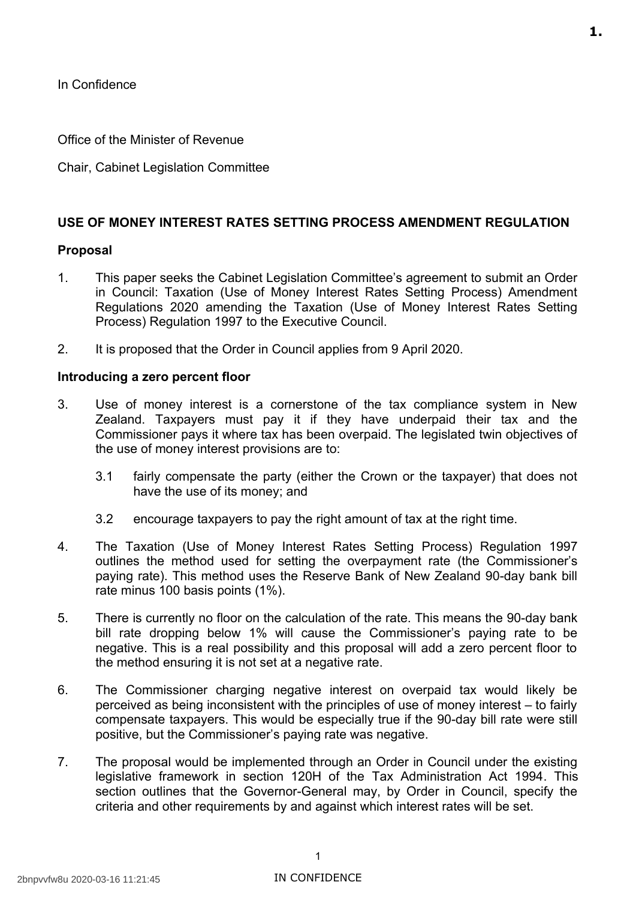In Confidence

Office of the Minister of Revenue

Chair, Cabinet Legislation Committee

**USE OF MONEY INTEREST RATES SETTING PROCESS AMENDMENT REGULATION**

**Proposal**

1. This paper seeks the Cabinet Legislation Committee's agreement to submit an Order in Council: Taxation (Use of Money Interest Rates Setting Process) Amendment Regulations 2020 amending the Taxation (Use of Money Interest Rates Setting Process) Regulation 1997 to the Executive Council.

2. It is proposed that the Order in Council applies from 9 April 2020.

**Introducing a zero percent floor**

3. Use of money interest is a cornerstone of the tax compliance system in New Zealand. Taxpayers must pay it if they have underpaid their tax and the Commissioner pays it where tax has been overpaid. The legislated twin objectives of the use of money interest provisions are to:

   3.1 fairly compensate the party (either the Crown or the taxpayer) that does not have the use of its money; and

   3.2 encourage taxpayers to pay the right amount of tax at the right time.

4. The Taxation (Use of Money Interest Rates Setting Process) Regulation 1997 outlines the method used for setting the overpayment rate (the Commissioner's paying rate). This method uses the Reserve Bank of New Zealand 90-day bank bill rate minus 100 basis points (1%).

5. There is currently no floor on the calculation of the rate. This means the 90-day bank bill rate dropping below 1% will cause the Commissioner's paying rate to be negative. This is a real possibility and this proposal will add a zero percent floor to the method ensuring it is not set at a negative rate.

6. The Commissioner charging negative interest on overpaid tax would likely be perceived as being inconsistent with the principles of use of money interest – to fairly compensate taxpayers. This would be especially true if the 90-day bill rate were still positive, but the Commissioner's paying rate was negative.

7. The proposal would be implemented through an Order in Council under the existing legislative framework in section 120H of the Tax Administration Act 1994. This section outlines that the Governor-General may, by Order in Council, specify the criteria and other requirements by and against which interest rates will be set.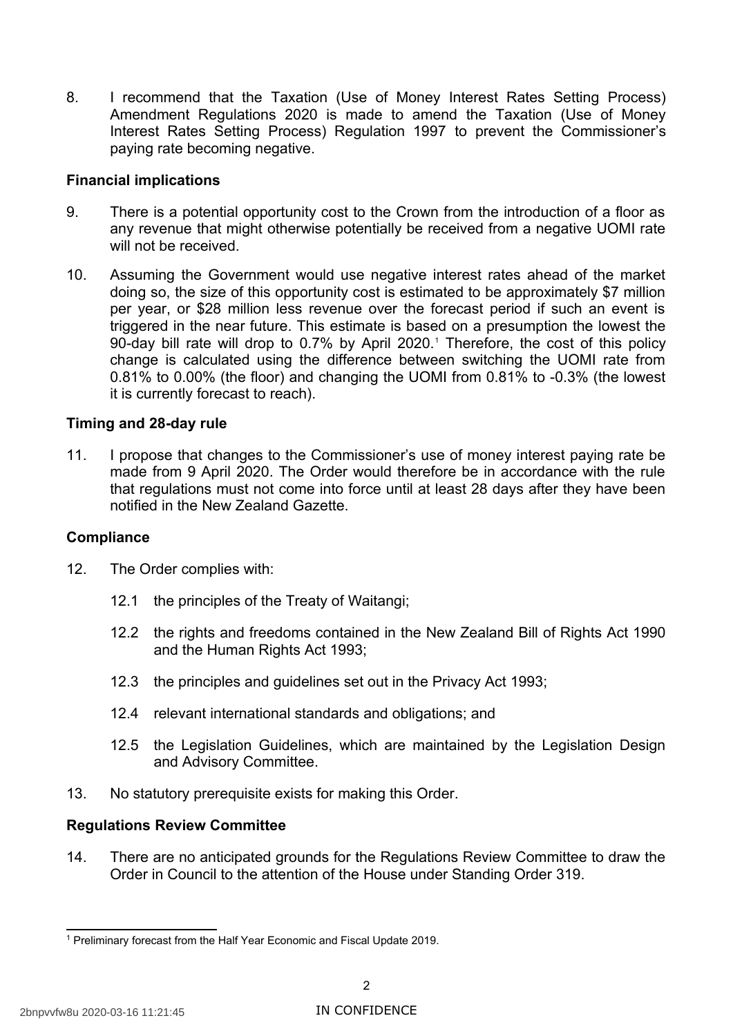8. I recommend that the Taxation (Use of Money Interest Rates Setting Process) Amendment Regulations 2020 is made to amend the Taxation (Use of Money Interest Rates Setting Process) Regulation 1997 to prevent the Commissioner's paying rate becoming negative.

**Financial implications**

9. There is a potential opportunity cost to the Crown from the introduction of a floor as any revenue that might otherwise potentially be received from a negative UOMI rate will not be received.

10. Assuming the Government would use negative interest rates ahead of the market doing so, the size of this opportunity cost is estimated to be approximately $7 million per year, or $28 million less revenue over the forecast period if such an event is triggered in the near future. This estimate is based on a presumption the lowest the 90-day bill rate will drop to 0.7% by April 2020.[1] Therefore, the cost of this policy change is calculated using the difference between switching the UOMI rate from 0.81% to 0.00% (the floor) and changing the UOMI from 0.81% to -0.3% (the lowest it is currently forecast to reach).

**Timing and 28-day rule**

11. I propose that changes to the Commissioner's use of money interest paying rate be made from 9 April 2020. The Order would therefore be in accordance with the rule that regulations must not come into force until at least 28 days after they have been notified in the New Zealand Gazette.

**Compliance**

12. The Order complies with:

    12.1 the principles of the Treaty of Waitangi;

    12.2 the rights and freedoms contained in the New Zealand Bill of Rights Act 1990 and the Human Rights Act 1993;

    12.3 the principles and guidelines set out in the Privacy Act 1993;

    12.4 relevant international standards and obligations; and

    12.5 the Legislation Guidelines, which are maintained by the Legislation Design and Advisory Committee.

13. No statutory prerequisite exists for making this Order.

**Regulations Review Committee**

14. There are no anticipated grounds for the Regulations Review Committee to draw the Order in Council to the attention of the House under Standing Order 319.

[1] Preliminary forecast from the Half Year Economic and Fiscal Update 2019.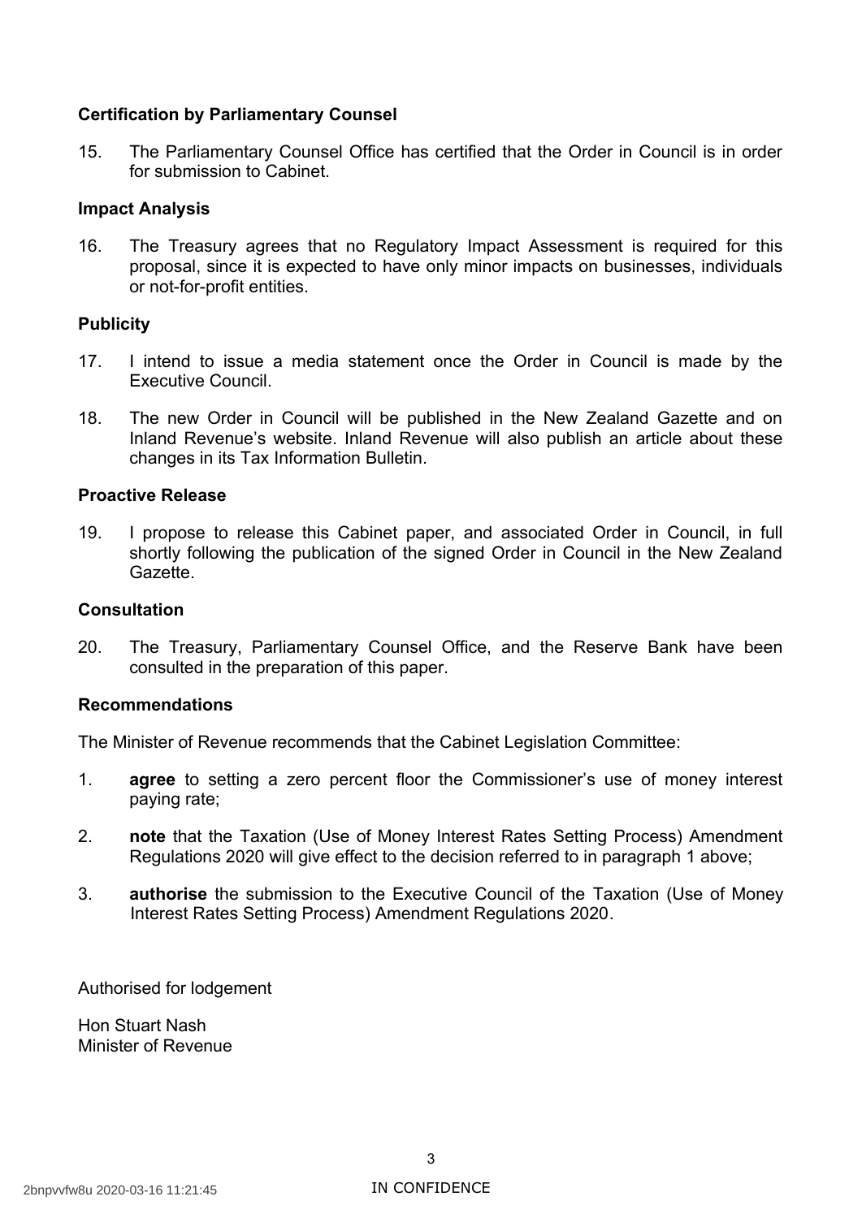### Certification by Parliamentary Counsel

15. The Parliamentary Counsel Office has certified that the Order in Council is in order for submission to Cabinet.

### Impact Analysis

16. The Treasury agrees that no Regulatory Impact Assessment is required for this proposal, since it is expected to have only minor impacts on businesses, individuals or not-for-profit entities.

### Publicity

17. I intend to issue a media statement once the Order in Council is made by the Executive Council.

18. The new Order in Council will be published in the New Zealand Gazette and on Inland Revenue's website. Inland Revenue will also publish an article about these changes in its Tax Information Bulletin.

### Proactive Release

19. I propose to release this Cabinet paper, and associated Order in Council, in full shortly following the publication of the signed Order in Council in the New Zealand Gazette.

### Consultation

20. The Treasury, Parliamentary Counsel Office, and the Reserve Bank have been consulted in the preparation of this paper.

### Recommendations

The Minister of Revenue recommends that the Cabinet Legislation Committee:

1. **agree** to setting a zero percent floor the Commissioner's use of money interest paying rate;

2. **note** that the Taxation (Use of Money Interest Rates Setting Process) Amendment Regulations 2020 will give effect to the decision referred to in paragraph 1 above;

3. **authorise** the submission to the Executive Council of the Taxation (Use of Money Interest Rates Setting Process) Amendment Regulations 2020.

Authorised for lodgement

Hon Stuart Nash
Minister of Revenue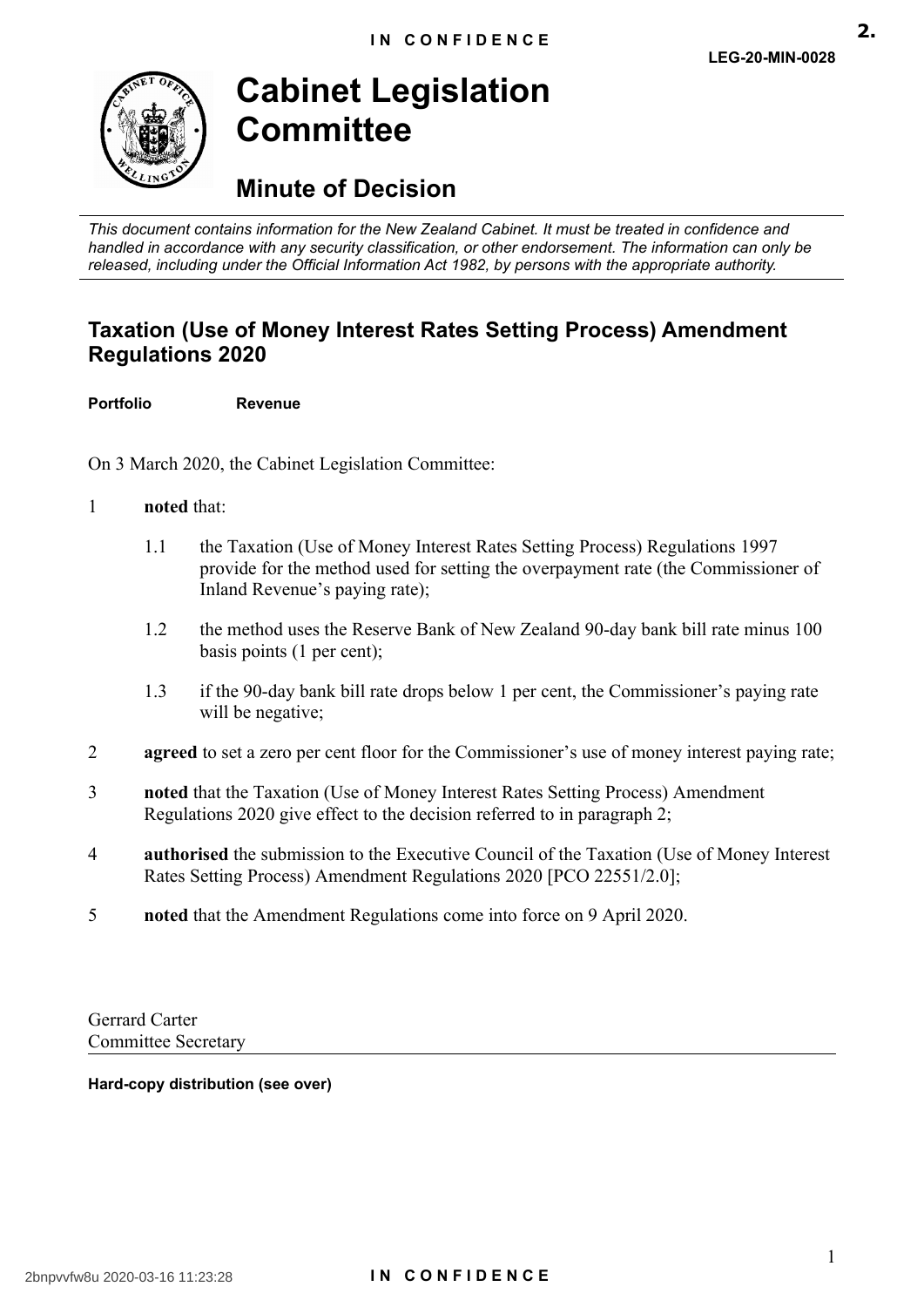IN CONFIDENCE

LEG-20-MIN-0028

# Cabinet Legislation Committee

## Minute of Decision

*This document contains information for the New Zealand Cabinet. It must be treated in confidence and handled in accordance with any security classification, or other endorsement. The information can only be released, including under the Official Information Act 1982, by persons with the appropriate authority.*

## Taxation (Use of Money Interest Rates Setting Process) Amendment Regulations 2020

**Portfolio** **Revenue**

On 3 March 2020, the Cabinet Legislation Committee:

1 **noted** that:

1.1 the Taxation (Use of Money Interest Rates Setting Process) Regulations 1997 provide for the method used for setting the overpayment rate (the Commissioner of Inland Revenue's paying rate);

1.2 the method uses the Reserve Bank of New Zealand 90-day bank bill rate minus 100 basis points (1 per cent);

1.3 if the 90-day bank bill rate drops below 1 per cent, the Commissioner's paying rate will be negative;

2 **agreed** to set a zero per cent floor for the Commissioner's use of money interest paying rate;

3 **noted** that the Taxation (Use of Money Interest Rates Setting Process) Amendment Regulations 2020 give effect to the decision referred to in paragraph 2;

4 **authorised** the submission to the Executive Council of the Taxation (Use of Money Interest Rates Setting Process) Amendment Regulations 2020 [PCO 22551/2.0];

5 **noted** that the Amendment Regulations come into force on 9 April 2020.

Gerrard Carter
Committee Secretary

**Hard-copy distribution (see over)**

IN CONFIDENCE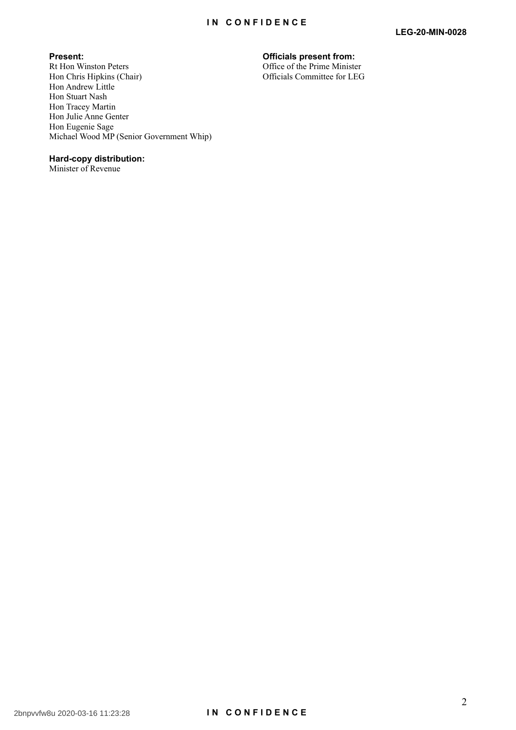**Present:**
Rt Hon Winston Peters
Hon Chris Hipkins (Chair)
Hon Andrew Little
Hon Stuart Nash
Hon Tracey Martin
Hon Julie Anne Genter
Hon Eugenie Sage
Michael Wood MP (Senior Government Whip)

**Officials present from:**
Office of the Prime Minister
Officials Committee for LEG

**Hard-copy distribution:**
Minister of Revenue